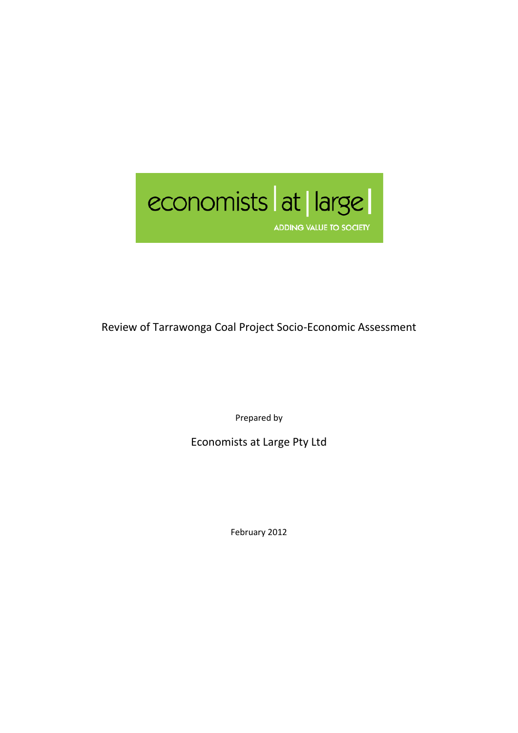economists | at | large

ADDING VALUE TO SOCIETY

# Review of Tarrawonga Coal Project Socio-Economic Assessment

Prepared by

Economists at Large Pty Ltd

February 2012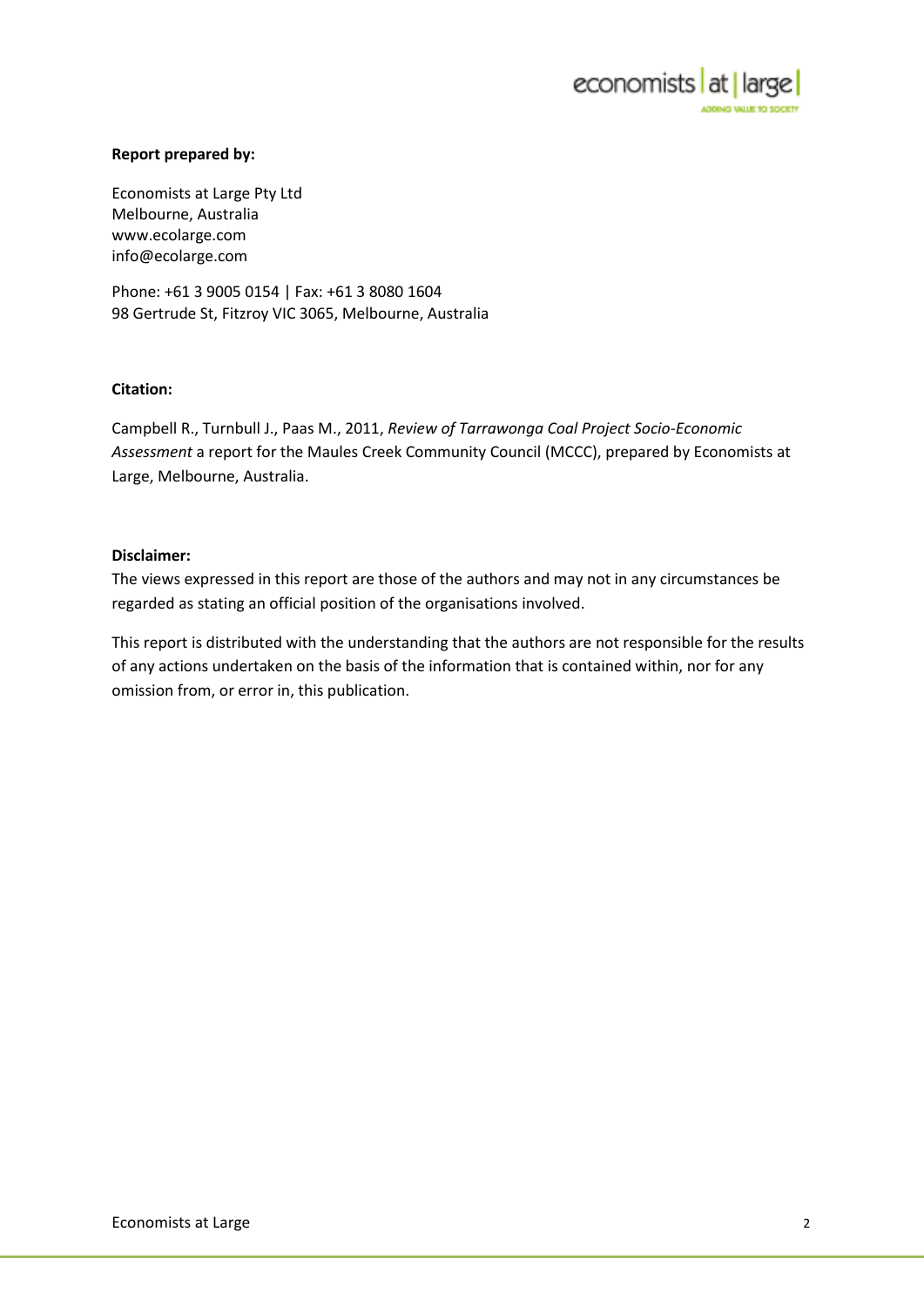**Report prepared by:**

Economists at Large Pty Ltd
Melbourne, Australia
www.ecolarge.com
info@ecolarge.com

Phone: +61 3 9005 0154 | Fax: +61 3 8080 1604
98 Gertrude St, Fitzroy VIC 3065, Melbourne, Australia

**Citation:**

Campbell R., Turnbull J., Paas M., 2011, *Review of Tarrawonga Coal Project Socio-Economic Assessment* a report for the Maules Creek Community Council (MCCC), prepared by Economists at Large, Melbourne, Australia.

**Disclaimer:**

The views expressed in this report are those of the authors and may not in any circumstances be regarded as stating an official position of the organisations involved.

This report is distributed with the understanding that the authors are not responsible for the results of any actions undertaken on the basis of the information that is contained within, nor for any omission from, or error in, this publication.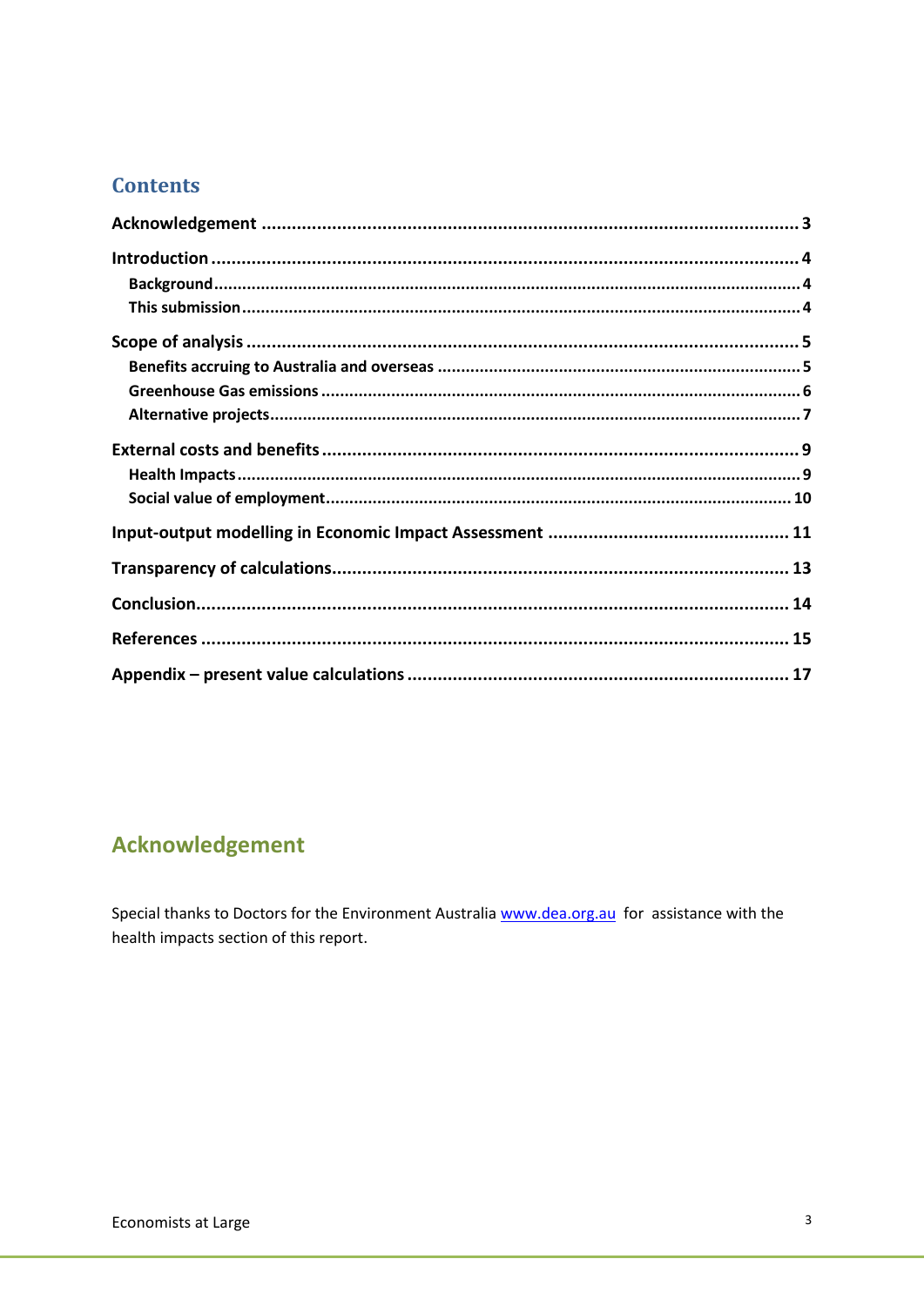# Contents

**Acknowledgement** ........................................................................................................ **3**

**Introduction** ................................................................................................................ **4**

- **Background** ............................................................................................................ **4**
- **This submission** ...................................................................................................... **4**

**Scope of analysis** ......................................................................................................... **5**

- **Benefits accruing to Australia and overseas** ............................................................ **5**
- **Greenhouse Gas emissions** ..................................................................................... **6**
- **Alternative projects** ................................................................................................. **7**

**External costs and benefits** .......................................................................................... **9**

- **Health Impacts** ........................................................................................................ **9**
- **Social value of employment** .................................................................................... **10**

**Input-output modelling in Economic Impact Assessment** ............................................. **11**

**Transparency of calculations** ........................................................................................ **13**

**Conclusion** .................................................................................................................... **14**

**References** .................................................................................................................... **15**

**Appendix – present value calculations** ......................................................................... **17**

# Acknowledgement

Special thanks to Doctors for the Environment Australia www.dea.org.au for assistance with the health impacts section of this report.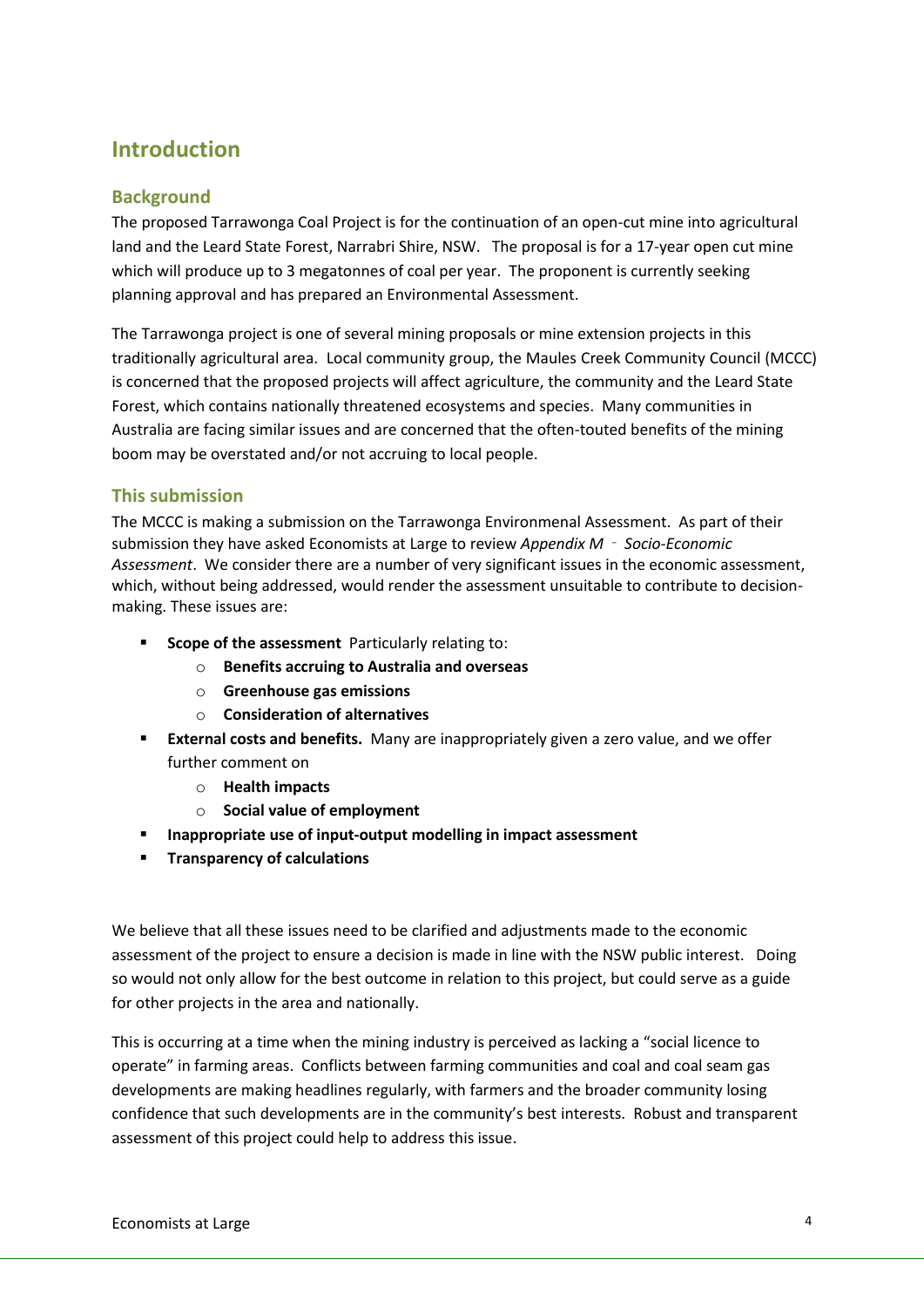# Introduction

## Background

The proposed Tarrawonga Coal Project is for the continuation of an open-cut mine into agricultural land and the Leard State Forest, Narrabri Shire, NSW. The proposal is for a 17-year open cut mine which will produce up to 3 megatonnes of coal per year. The proponent is currently seeking planning approval and has prepared an Environmental Assessment.

The Tarrawonga project is one of several mining proposals or mine extension projects in this traditionally agricultural area. Local community group, the Maules Creek Community Council (MCCC) is concerned that the proposed projects will affect agriculture, the community and the Leard State Forest, which contains nationally threatened ecosystems and species. Many communities in Australia are facing similar issues and are concerned that the often-touted benefits of the mining boom may be overstated and/or not accruing to local people.

## This submission

The MCCC is making a submission on the Tarrawonga Environmenal Assessment. As part of their submission they have asked Economists at Large to review *Appendix M ‐ Socio-Economic Assessment*. We consider there are a number of very significant issues in the economic assessment, which, without being addressed, would render the assessment unsuitable to contribute to decision-making. These issues are:

- **Scope of the assessment** Particularly relating to:
  - **Benefits accruing to Australia and overseas**
  - **Greenhouse gas emissions**
  - **Consideration of alternatives**
- **External costs and benefits.** Many are inappropriately given a zero value, and we offer further comment on
  - **Health impacts**
  - **Social value of employment**
- **Inappropriate use of input-output modelling in impact assessment**
- **Transparency of calculations**

We believe that all these issues need to be clarified and adjustments made to the economic assessment of the project to ensure a decision is made in line with the NSW public interest. Doing so would not only allow for the best outcome in relation to this project, but could serve as a guide for other projects in the area and nationally.

This is occurring at a time when the mining industry is perceived as lacking a "social licence to operate" in farming areas. Conflicts between farming communities and coal and coal seam gas developments are making headlines regularly, with farmers and the broader community losing confidence that such developments are in the community's best interests. Robust and transparent assessment of this project could help to address this issue.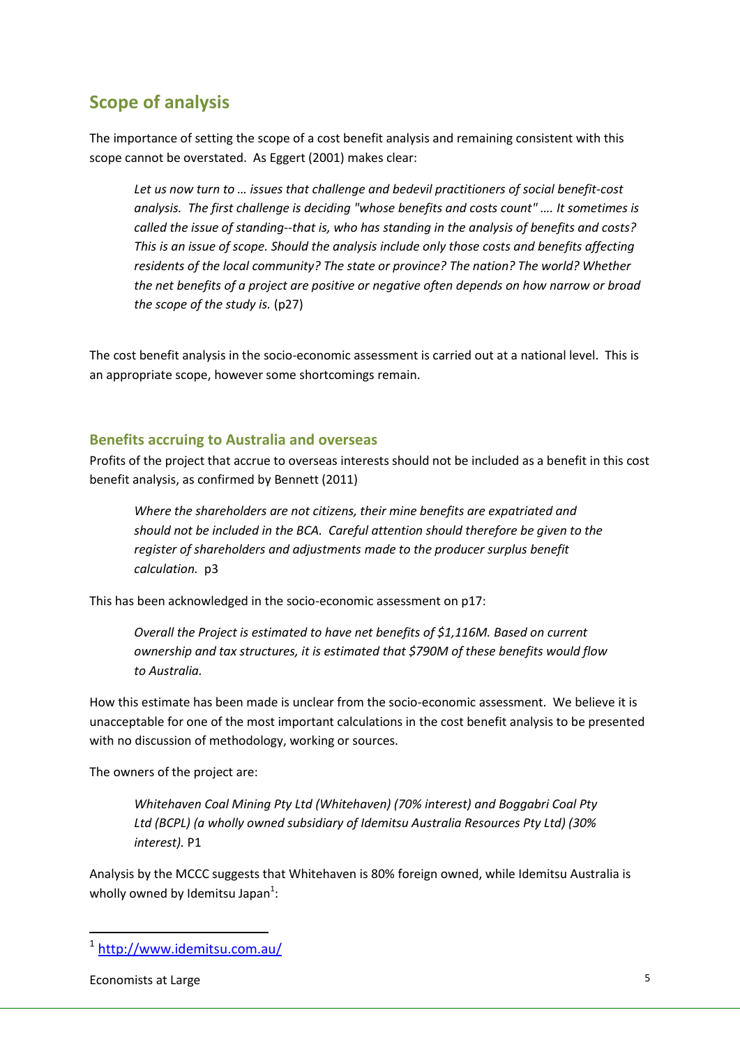## Scope of analysis

The importance of setting the scope of a cost benefit analysis and remaining consistent with this scope cannot be overstated. As Eggert (2001) makes clear:

> *Let us now turn to … issues that challenge and bedevil practitioners of social benefit-cost analysis. The first challenge is deciding "whose benefits and costs count" …. It sometimes is called the issue of standing--that is, who has standing in the analysis of benefits and costs? This is an issue of scope. Should the analysis include only those costs and benefits affecting residents of the local community? The state or province? The nation? The world? Whether the net benefits of a project are positive or negative often depends on how narrow or broad the scope of the study is.* (p27)

The cost benefit analysis in the socio-economic assessment is carried out at a national level. This is an appropriate scope, however some shortcomings remain.

### Benefits accruing to Australia and overseas

Profits of the project that accrue to overseas interests should not be included as a benefit in this cost benefit analysis, as confirmed by Bennett (2011)

> *Where the shareholders are not citizens, their mine benefits are expatriated and should not be included in the BCA. Careful attention should therefore be given to the register of shareholders and adjustments made to the producer surplus benefit calculation.* p3

This has been acknowledged in the socio-economic assessment on p17:

> *Overall the Project is estimated to have net benefits of $1,116M. Based on current ownership and tax structures, it is estimated that $790M of these benefits would flow to Australia.*

How this estimate has been made is unclear from the socio-economic assessment. We believe it is unacceptable for one of the most important calculations in the cost benefit analysis to be presented with no discussion of methodology, working or sources.

The owners of the project are:

> *Whitehaven Coal Mining Pty Ltd (Whitehaven) (70% interest) and Boggabri Coal Pty Ltd (BCPL) (a wholly owned subsidiary of Idemitsu Australia Resources Pty Ltd) (30% interest).* P1

Analysis by the MCCC suggests that Whitehaven is 80% foreign owned, while Idemitsu Australia is wholly owned by Idemitsu Japan[1]:

[1] http://www.idemitsu.com.au/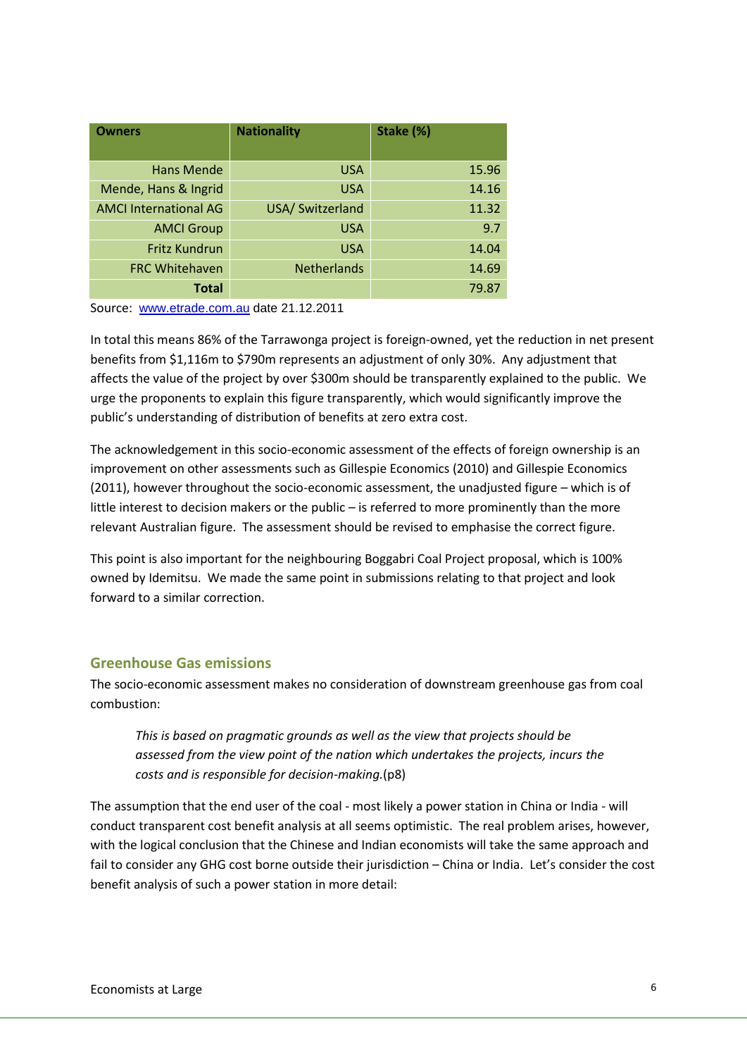| Owners | Nationality | Stake (%) |
|---|---|---|
| Hans Mende | USA | 15.96 |
| Mende, Hans & Ingrid | USA | 14.16 |
| AMCI International AG | USA/ Switzerland | 11.32 |
| AMCI Group | USA | 9.7 |
| Fritz Kundrun | USA | 14.04 |
| FRC Whitehaven | Netherlands | 14.69 |
| **Total** | | 79.87 |

Source: [www.etrade.com.au](http://www.etrade.com.au) date 21.12.2011

In total this means 86% of the Tarrawonga project is foreign-owned, yet the reduction in net present benefits from $1,116m to $790m represents an adjustment of only 30%. Any adjustment that affects the value of the project by over $300m should be transparently explained to the public. We urge the proponents to explain this figure transparently, which would significantly improve the public's understanding of distribution of benefits at zero extra cost.

The acknowledgement in this socio-economic assessment of the effects of foreign ownership is an improvement on other assessments such as Gillespie Economics (2010) and Gillespie Economics (2011), however throughout the socio-economic assessment, the unadjusted figure – which is of little interest to decision makers or the public – is referred to more prominently than the more relevant Australian figure. The assessment should be revised to emphasise the correct figure.

This point is also important for the neighbouring Boggabri Coal Project proposal, which is 100% owned by Idemitsu. We made the same point in submissions relating to that project and look forward to a similar correction.

## Greenhouse Gas emissions

The socio-economic assessment makes no consideration of downstream greenhouse gas from coal combustion:

> *This is based on pragmatic grounds as well as the view that projects should be assessed from the view point of the nation which undertakes the projects, incurs the costs and is responsible for decision-making.*(p8)

The assumption that the end user of the coal - most likely a power station in China or India - will conduct transparent cost benefit analysis at all seems optimistic. The real problem arises, however, with the logical conclusion that the Chinese and Indian economists will take the same approach and fail to consider any GHG cost borne outside their jurisdiction – China or India. Let's consider the cost benefit analysis of such a power station in more detail: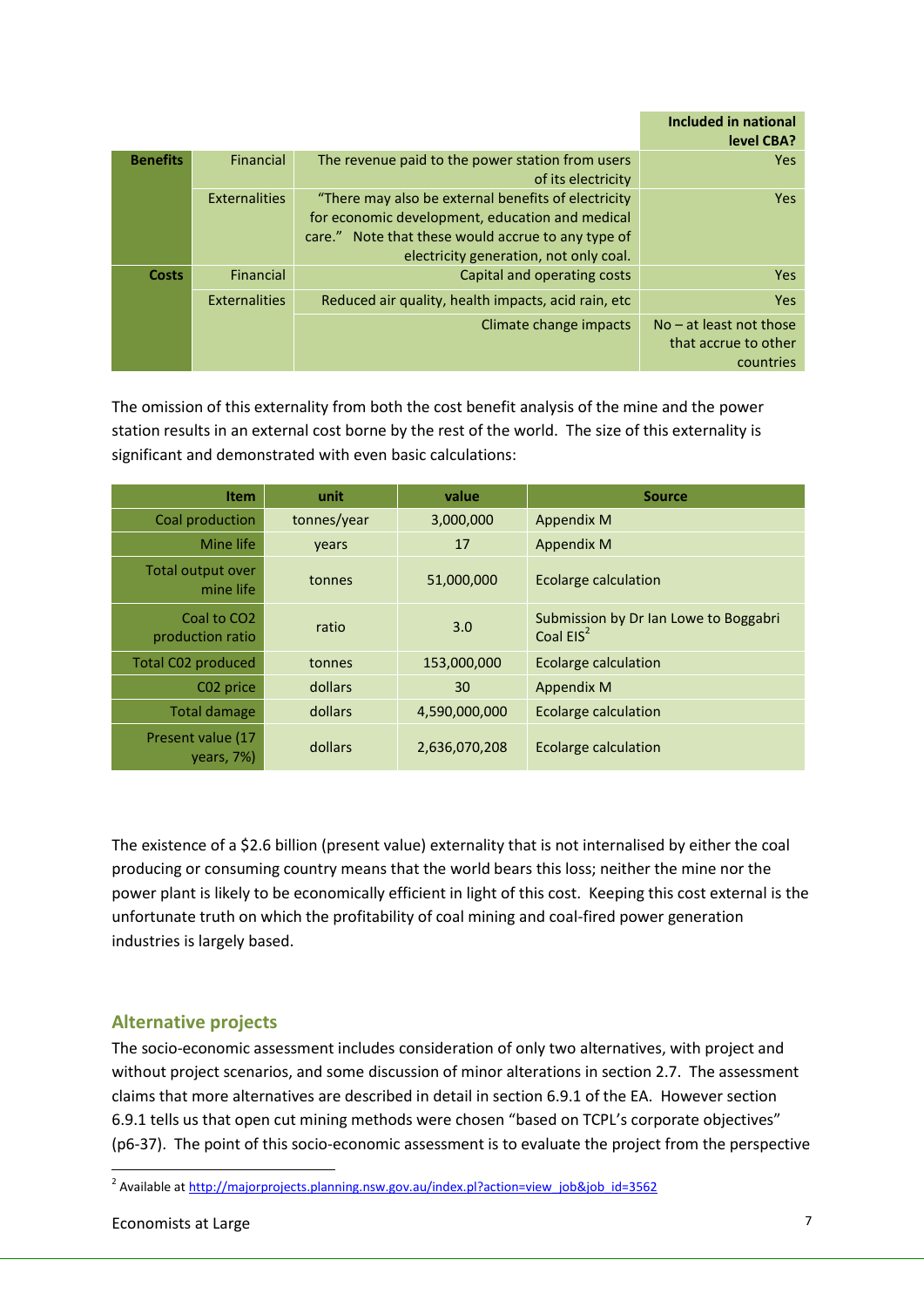| | | | Included in national level CBA? |
|---|---|---|---|
| **Benefits** | Financial | The revenue paid to the power station from users of its electricity | Yes |
| | Externalities | "There may also be external benefits of electricity for economic development, education and medical care." Note that these would accrue to any type of electricity generation, not only coal. | Yes |
| **Costs** | Financial | Capital and operating costs | Yes |
| | Externalities | Reduced air quality, health impacts, acid rain, etc | Yes |
| | | Climate change impacts | No – at least not those that accrue to other countries |

The omission of this externality from both the cost benefit analysis of the mine and the power station results in an external cost borne by the rest of the world. The size of this externality is significant and demonstrated with even basic calculations:

| Item | unit | value | Source |
|---|---|---|---|
| Coal production | tonnes/year | 3,000,000 | Appendix M |
| Mine life | years | 17 | Appendix M |
| Total output over mine life | tonnes | 51,000,000 | Ecolarge calculation |
| Coal to CO2 production ratio | ratio | 3.0 | Submission by Dr Ian Lowe to Boggabri Coal EIS[2] |
| Total C02 produced | tonnes | 153,000,000 | Ecolarge calculation |
| C02 price | dollars | 30 | Appendix M |
| Total damage | dollars | 4,590,000,000 | Ecolarge calculation |
| Present value (17 years, 7%) | dollars | 2,636,070,208 | Ecolarge calculation |

The existence of a $2.6 billion (present value) externality that is not internalised by either the coal producing or consuming country means that the world bears this loss; neither the mine nor the power plant is likely to be economically efficient in light of this cost. Keeping this cost external is the unfortunate truth on which the profitability of coal mining and coal-fired power generation industries is largely based.

## Alternative projects

The socio-economic assessment includes consideration of only two alternatives, with project and without project scenarios, and some discussion of minor alterations in section 2.7. The assessment claims that more alternatives are described in detail in section 6.9.1 of the EA. However section 6.9.1 tells us that open cut mining methods were chosen "based on TCPL's corporate objectives" (p6-37). The point of this socio-economic assessment is to evaluate the project from the perspective

[2] Available at http://majorprojects.planning.nsw.gov.au/index.pl?action=view_job&job_id=3562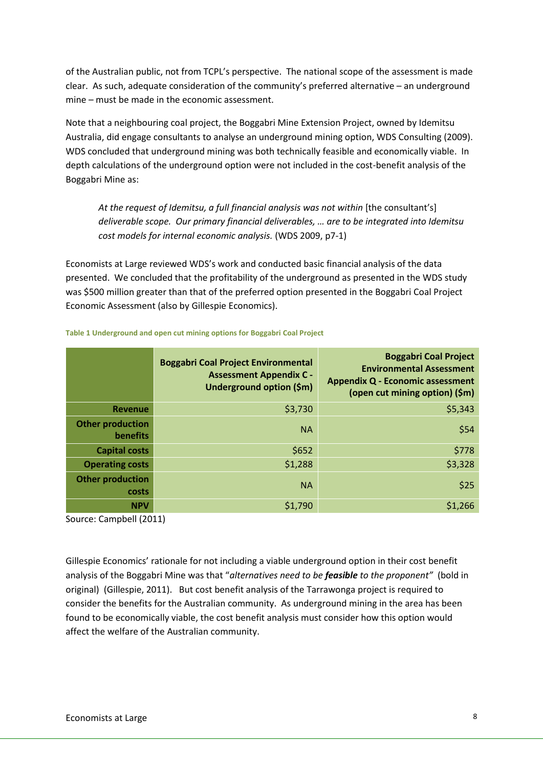of the Australian public, not from TCPL's perspective. The national scope of the assessment is made clear. As such, adequate consideration of the community's preferred alternative – an underground mine – must be made in the economic assessment.

Note that a neighbouring coal project, the Boggabri Mine Extension Project, owned by Idemitsu Australia, did engage consultants to analyse an underground mining option, WDS Consulting (2009). WDS concluded that underground mining was both technically feasible and economically viable. In depth calculations of the underground option were not included in the cost-benefit analysis of the Boggabri Mine as:

> *At the request of Idemitsu, a full financial analysis was not within* [the consultant's] *deliverable scope. Our primary financial deliverables, … are to be integrated into Idemitsu cost models for internal economic analysis.* (WDS 2009, p7-1)

Economists at Large reviewed WDS's work and conducted basic financial analysis of the data presented. We concluded that the profitability of the underground as presented in the WDS study was $500 million greater than that of the preferred option presented in the Boggabri Coal Project Economic Assessment (also by Gillespie Economics).

**Table 1 Underground and open cut mining options for Boggabri Coal Project**

| | Boggabri Coal Project Environmental Assessment Appendix C - Underground option ($m) | Boggabri Coal Project Environmental Assessment Appendix Q - Economic assessment (open cut mining option) ($m) |
|---|---|---|
| **Revenue** | $3,730 | $5,343 |
| **Other production benefits** | NA | $54 |
| **Capital costs** | $652 | $778 |
| **Operating costs** | $1,288 | $3,328 |
| **Other production costs** | NA | $25 |
| **NPV** | $1,790 | $1,266 |

Source: Campbell (2011)

Gillespie Economics' rationale for not including a viable underground option in their cost benefit analysis of the Boggabri Mine was that "*alternatives need to be **feasible** to the proponent"* (bold in original) (Gillespie, 2011). But cost benefit analysis of the Tarrawonga project is required to consider the benefits for the Australian community. As underground mining in the area has been found to be economically viable, the cost benefit analysis must consider how this option would affect the welfare of the Australian community.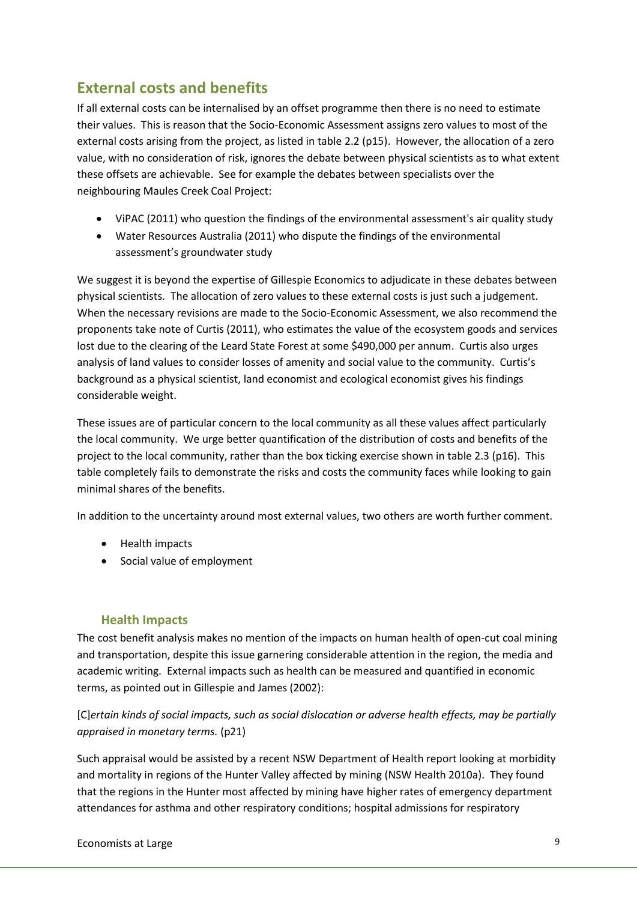## External costs and benefits

If all external costs can be internalised by an offset programme then there is no need to estimate their values. This is reason that the Socio-Economic Assessment assigns zero values to most of the external costs arising from the project, as listed in table 2.2 (p15). However, the allocation of a zero value, with no consideration of risk, ignores the debate between physical scientists as to what extent these offsets are achievable. See for example the debates between specialists over the neighbouring Maules Creek Coal Project:

- ViPAC (2011) who question the findings of the environmental assessment's air quality study
- Water Resources Australia (2011) who dispute the findings of the environmental assessment's groundwater study

We suggest it is beyond the expertise of Gillespie Economics to adjudicate in these debates between physical scientists. The allocation of zero values to these external costs is just such a judgement. When the necessary revisions are made to the Socio-Economic Assessment, we also recommend the proponents take note of Curtis (2011), who estimates the value of the ecosystem goods and services lost due to the clearing of the Leard State Forest at some $490,000 per annum. Curtis also urges analysis of land values to consider losses of amenity and social value to the community. Curtis's background as a physical scientist, land economist and ecological economist gives his findings considerable weight.

These issues are of particular concern to the local community as all these values affect particularly the local community. We urge better quantification of the distribution of costs and benefits of the project to the local community, rather than the box ticking exercise shown in table 2.3 (p16). This table completely fails to demonstrate the risks and costs the community faces while looking to gain minimal shares of the benefits.

In addition to the uncertainty around most external values, two others are worth further comment.

- Health impacts
- Social value of employment

### Health Impacts

The cost benefit analysis makes no mention of the impacts on human health of open-cut coal mining and transportation, despite this issue garnering considerable attention in the region, the media and academic writing. External impacts such as health can be measured and quantified in economic terms, as pointed out in Gillespie and James (2002):

[C]*ertain kinds of social impacts, such as social dislocation or adverse health effects, may be partially appraised in monetary terms.* (p21)

Such appraisal would be assisted by a recent NSW Department of Health report looking at morbidity and mortality in regions of the Hunter Valley affected by mining (NSW Health 2010a). They found that the regions in the Hunter most affected by mining have higher rates of emergency department attendances for asthma and other respiratory conditions; hospital admissions for respiratory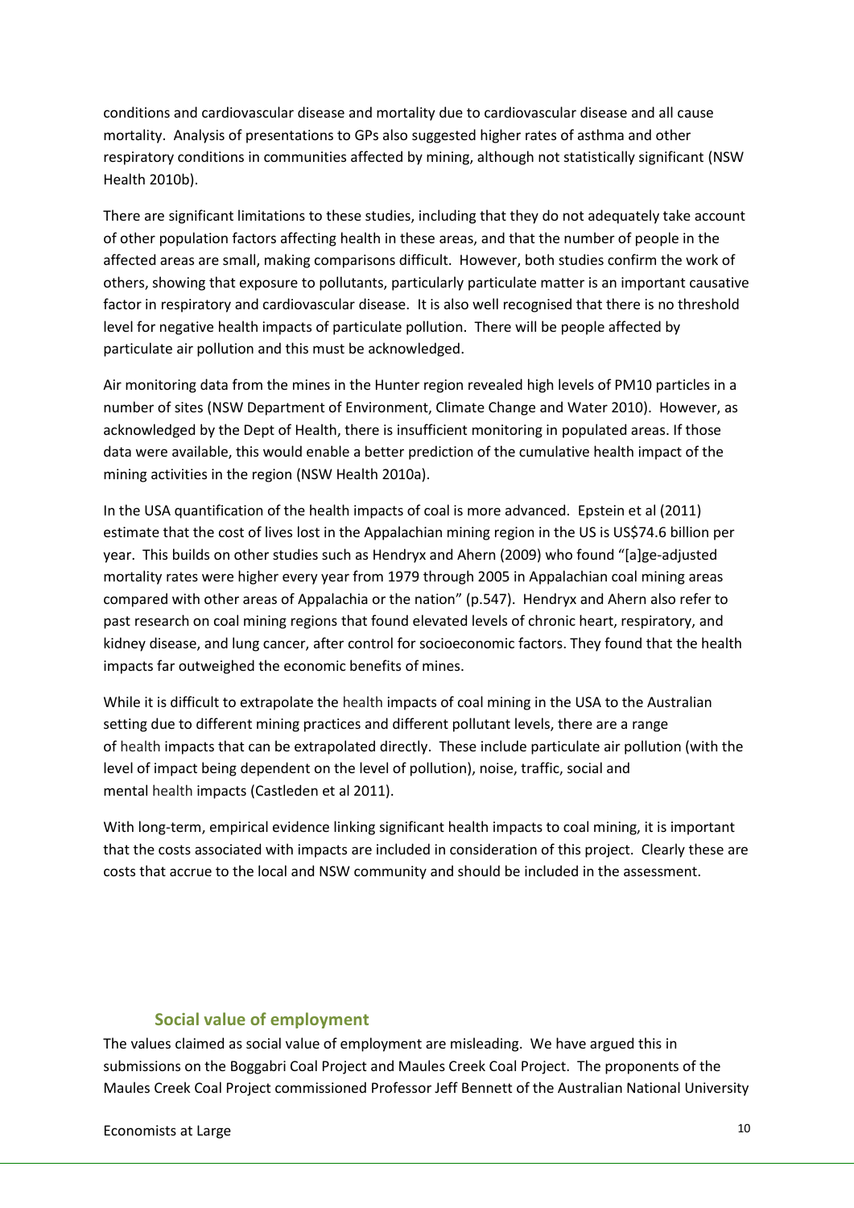conditions and cardiovascular disease and mortality due to cardiovascular disease and all cause mortality. Analysis of presentations to GPs also suggested higher rates of asthma and other respiratory conditions in communities affected by mining, although not statistically significant (NSW Health 2010b).

There are significant limitations to these studies, including that they do not adequately take account of other population factors affecting health in these areas, and that the number of people in the affected areas are small, making comparisons difficult. However, both studies confirm the work of others, showing that exposure to pollutants, particularly particulate matter is an important causative factor in respiratory and cardiovascular disease. It is also well recognised that there is no threshold level for negative health impacts of particulate pollution. There will be people affected by particulate air pollution and this must be acknowledged.

Air monitoring data from the mines in the Hunter region revealed high levels of PM10 particles in a number of sites (NSW Department of Environment, Climate Change and Water 2010). However, as acknowledged by the Dept of Health, there is insufficient monitoring in populated areas. If those data were available, this would enable a better prediction of the cumulative health impact of the mining activities in the region (NSW Health 2010a).

In the USA quantification of the health impacts of coal is more advanced. Epstein et al (2011) estimate that the cost of lives lost in the Appalachian mining region in the US is US$74.6 billion per year. This builds on other studies such as Hendryx and Ahern (2009) who found "[a]ge-adjusted mortality rates were higher every year from 1979 through 2005 in Appalachian coal mining areas compared with other areas of Appalachia or the nation" (p.547). Hendryx and Ahern also refer to past research on coal mining regions that found elevated levels of chronic heart, respiratory, and kidney disease, and lung cancer, after control for socioeconomic factors. They found that the health impacts far outweighed the economic benefits of mines.

While it is difficult to extrapolate the health impacts of coal mining in the USA to the Australian setting due to different mining practices and different pollutant levels, there are a range of health impacts that can be extrapolated directly. These include particulate air pollution (with the level of impact being dependent on the level of pollution), noise, traffic, social and mental health impacts (Castleden et al 2011).

With long-term, empirical evidence linking significant health impacts to coal mining, it is important that the costs associated with impacts are included in consideration of this project. Clearly these are costs that accrue to the local and NSW community and should be included in the assessment.

## Social value of employment

The values claimed as social value of employment are misleading. We have argued this in submissions on the Boggabri Coal Project and Maules Creek Coal Project. The proponents of the Maules Creek Coal Project commissioned Professor Jeff Bennett of the Australian National University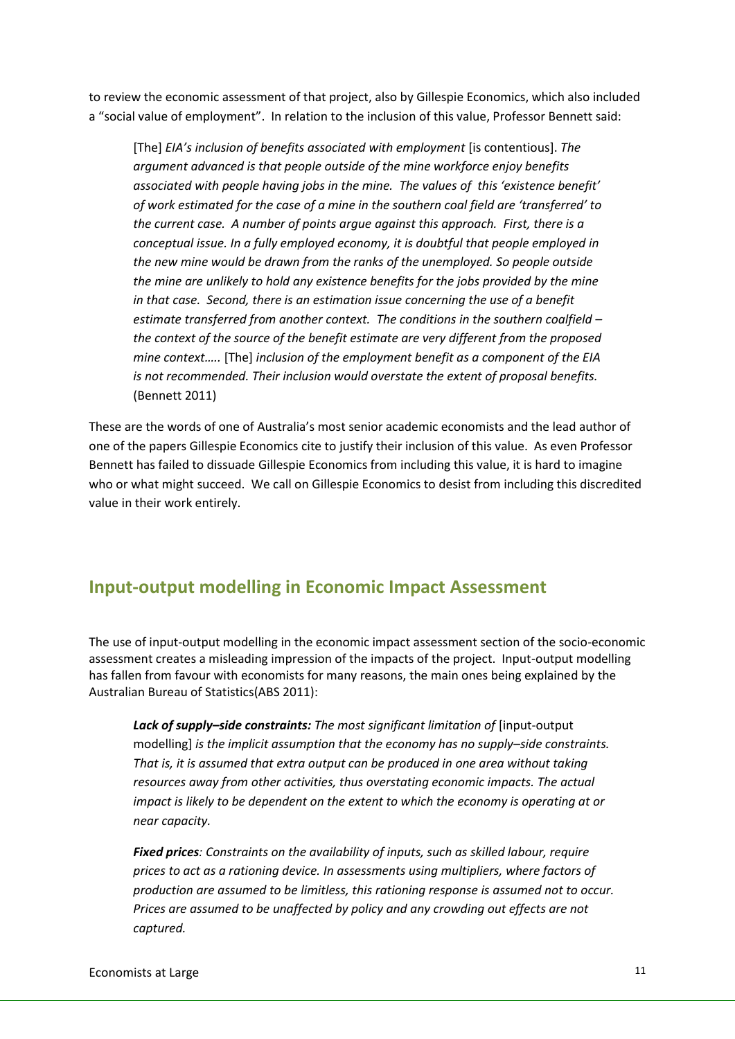to review the economic assessment of that project, also by Gillespie Economics, which also included a "social value of employment". In relation to the inclusion of this value, Professor Bennett said:

> [The] *EIA's inclusion of benefits associated with employment* [is contentious]. *The argument advanced is that people outside of the mine workforce enjoy benefits associated with people having jobs in the mine. The values of this 'existence benefit' of work estimated for the case of a mine in the southern coal field are 'transferred' to the current case. A number of points argue against this approach. First, there is a conceptual issue. In a fully employed economy, it is doubtful that people employed in the new mine would be drawn from the ranks of the unemployed. So people outside the mine are unlikely to hold any existence benefits for the jobs provided by the mine in that case. Second, there is an estimation issue concerning the use of a benefit estimate transferred from another context. The conditions in the southern coalfield – the context of the source of the benefit estimate are very different from the proposed mine context…..* [The] *inclusion of the employment benefit as a component of the EIA is not recommended. Their inclusion would overstate the extent of proposal benefits.* (Bennett 2011)

These are the words of one of Australia's most senior academic economists and the lead author of one of the papers Gillespie Economics cite to justify their inclusion of this value. As even Professor Bennett has failed to dissuade Gillespie Economics from including this value, it is hard to imagine who or what might succeed. We call on Gillespie Economics to desist from including this discredited value in their work entirely.

## Input-output modelling in Economic Impact Assessment

The use of input-output modelling in the economic impact assessment section of the socio-economic assessment creates a misleading impression of the impacts of the project. Input-output modelling has fallen from favour with economists for many reasons, the main ones being explained by the Australian Bureau of Statistics(ABS 2011):

> ***Lack of supply–side constraints:*** *The most significant limitation of* [input-output modelling] *is the implicit assumption that the economy has no supply–side constraints. That is, it is assumed that extra output can be produced in one area without taking resources away from other activities, thus overstating economic impacts. The actual impact is likely to be dependent on the extent to which the economy is operating at or near capacity.*
>
> ***Fixed prices****: Constraints on the availability of inputs, such as skilled labour, require prices to act as a rationing device. In assessments using multipliers, where factors of production are assumed to be limitless, this rationing response is assumed not to occur. Prices are assumed to be unaffected by policy and any crowding out effects are not captured.*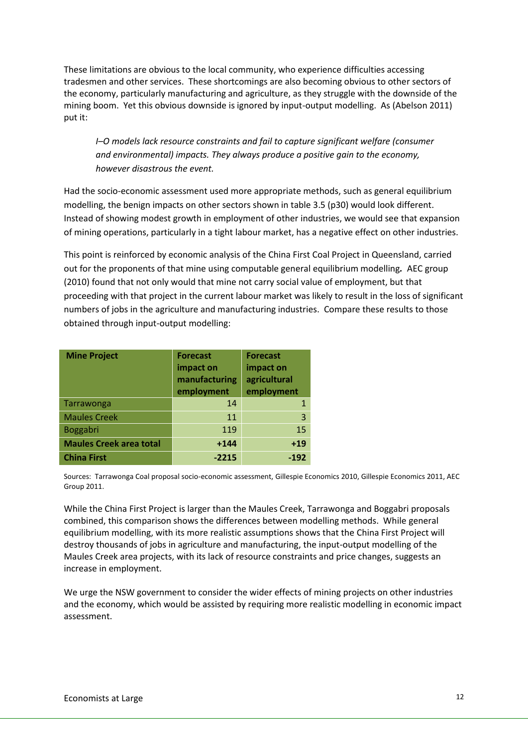These limitations are obvious to the local community, who experience difficulties accessing tradesmen and other services. These shortcomings are also becoming obvious to other sectors of the economy, particularly manufacturing and agriculture, as they struggle with the downside of the mining boom. Yet this obvious downside is ignored by input-output modelling. As (Abelson 2011) put it:

> *I–O models lack resource constraints and fail to capture significant welfare (consumer and environmental) impacts. They always produce a positive gain to the economy, however disastrous the event.*

Had the socio-economic assessment used more appropriate methods, such as general equilibrium modelling, the benign impacts on other sectors shown in table 3.5 (p30) would look different. Instead of showing modest growth in employment of other industries, we would see that expansion of mining operations, particularly in a tight labour market, has a negative effect on other industries.

This point is reinforced by economic analysis of the China First Coal Project in Queensland, carried out for the proponents of that mine using computable general equilibrium modelling**.** AEC group (2010) found that not only would that mine not carry social value of employment, but that proceeding with that project in the current labour market was likely to result in the loss of significant numbers of jobs in the agriculture and manufacturing industries. Compare these results to those obtained through input-output modelling:

| Mine Project | Forecast impact on manufacturing employment | Forecast impact on agricultural employment |
|---|---|---|
| Tarrawonga | 14 | 1 |
| Maules Creek | 11 | 3 |
| Boggabri | 119 | 15 |
| **Maules Creek area total** | **+144** | **+19** |
| **China First** | **-2215** | **-192** |

Sources: Tarrawonga Coal proposal socio-economic assessment, Gillespie Economics 2010, Gillespie Economics 2011, AEC Group 2011.

While the China First Project is larger than the Maules Creek, Tarrawonga and Boggabri proposals combined, this comparison shows the differences between modelling methods. While general equilibrium modelling, with its more realistic assumptions shows that the China First Project will destroy thousands of jobs in agriculture and manufacturing, the input-output modelling of the Maules Creek area projects, with its lack of resource constraints and price changes, suggests an increase in employment.

We urge the NSW government to consider the wider effects of mining projects on other industries and the economy, which would be assisted by requiring more realistic modelling in economic impact assessment.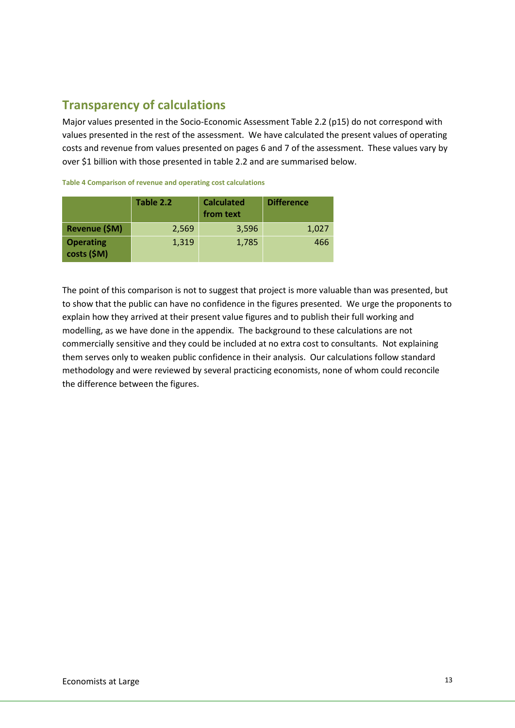## Transparency of calculations

Major values presented in the Socio-Economic Assessment Table 2.2 (p15) do not correspond with values presented in the rest of the assessment. We have calculated the present values of operating costs and revenue from values presented on pages 6 and 7 of the assessment. These values vary by over $1 billion with those presented in table 2.2 and are summarised below.

**Table 4 Comparison of revenue and operating cost calculations**

| | Table 2.2 | Calculated from text | Difference |
|---|---|---|---|
| **Revenue ($M)** | 2,569 | 3,596 | 1,027 |
| **Operating costs ($M)** | 1,319 | 1,785 | 466 |

The point of this comparison is not to suggest that project is more valuable than was presented, but to show that the public can have no confidence in the figures presented. We urge the proponents to explain how they arrived at their present value figures and to publish their full working and modelling, as we have done in the appendix. The background to these calculations are not commercially sensitive and they could be included at no extra cost to consultants. Not explaining them serves only to weaken public confidence in their analysis. Our calculations follow standard methodology and were reviewed by several practicing economists, none of whom could reconcile the difference between the figures.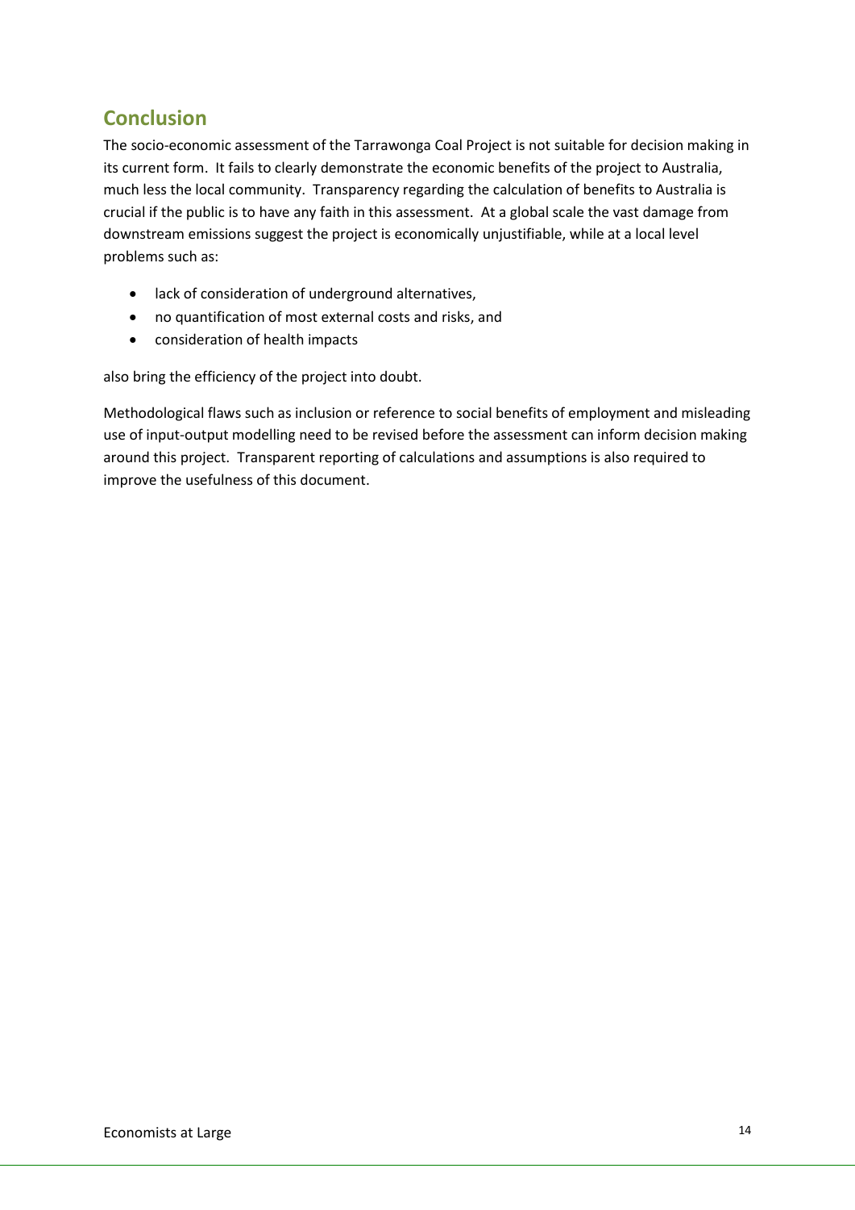## Conclusion

The socio-economic assessment of the Tarrawonga Coal Project is not suitable for decision making in its current form. It fails to clearly demonstrate the economic benefits of the project to Australia, much less the local community. Transparency regarding the calculation of benefits to Australia is crucial if the public is to have any faith in this assessment. At a global scale the vast damage from downstream emissions suggest the project is economically unjustifiable, while at a local level problems such as:

- lack of consideration of underground alternatives,
- no quantification of most external costs and risks, and
- consideration of health impacts

also bring the efficiency of the project into doubt.

Methodological flaws such as inclusion or reference to social benefits of employment and misleading use of input-output modelling need to be revised before the assessment can inform decision making around this project. Transparent reporting of calculations and assumptions is also required to improve the usefulness of this document.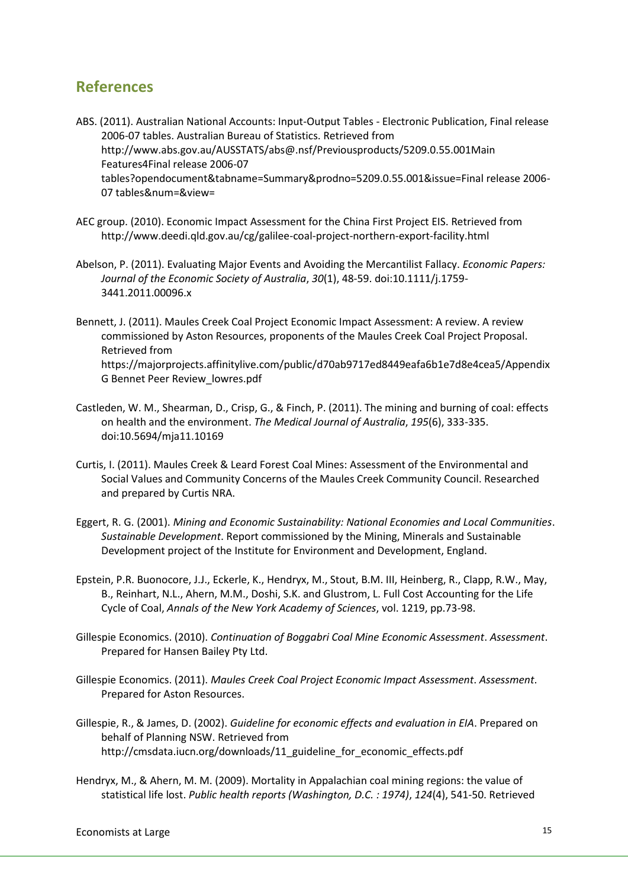## References

ABS. (2011). Australian National Accounts: Input-Output Tables - Electronic Publication, Final release 2006-07 tables. Australian Bureau of Statistics. Retrieved from http://www.abs.gov.au/AUSSTATS/abs@.nsf/Previousproducts/5209.0.55.001Main Features4Final release 2006-07 tables?opendocument&tabname=Summary&prodno=5209.0.55.001&issue=Final release 2006-07 tables&num=&view=

AEC group. (2010). Economic Impact Assessment for the China First Project EIS. Retrieved from http://www.deedi.qld.gov.au/cg/galilee-coal-project-northern-export-facility.html

Abelson, P. (2011). Evaluating Major Events and Avoiding the Mercantilist Fallacy. *Economic Papers: Journal of the Economic Society of Australia*, *30*(1), 48-59. doi:10.1111/j.1759-3441.2011.00096.x

Bennett, J. (2011). Maules Creek Coal Project Economic Impact Assessment: A review. A review commissioned by Aston Resources, proponents of the Maules Creek Coal Project Proposal. Retrieved from https://majorprojects.affinitylive.com/public/d70ab9717ed8449eafa6b1e7d8e4cea5/Appendix G Bennet Peer Review_lowres.pdf

Castleden, W. M., Shearman, D., Crisp, G., & Finch, P. (2011). The mining and burning of coal: effects on health and the environment. *The Medical Journal of Australia*, *195*(6), 333-335. doi:10.5694/mja11.10169

Curtis, I. (2011). Maules Creek & Leard Forest Coal Mines: Assessment of the Environmental and Social Values and Community Concerns of the Maules Creek Community Council. Researched and prepared by Curtis NRA.

Eggert, R. G. (2001). *Mining and Economic Sustainability: National Economies and Local Communities*. *Sustainable Development*. Report commissioned by the Mining, Minerals and Sustainable Development project of the Institute for Environment and Development, England.

Epstein, P.R. Buonocore, J.J., Eckerle, K., Hendryx, M., Stout, B.M. III, Heinberg, R., Clapp, R.W., May, B., Reinhart, N.L., Ahern, M.M., Doshi, S.K. and Glustrom, L. Full Cost Accounting for the Life Cycle of Coal, *Annals of the New York Academy of Sciences*, vol. 1219, pp.73-98.

Gillespie Economics. (2010). *Continuation of Boggabri Coal Mine Economic Assessment*. *Assessment*. Prepared for Hansen Bailey Pty Ltd.

Gillespie Economics. (2011). *Maules Creek Coal Project Economic Impact Assessment*. *Assessment*. Prepared for Aston Resources.

Gillespie, R., & James, D. (2002). *Guideline for economic effects and evaluation in EIA*. Prepared on behalf of Planning NSW. Retrieved from http://cmsdata.iucn.org/downloads/11_guideline_for_economic_effects.pdf

Hendryx, M., & Ahern, M. M. (2009). Mortality in Appalachian coal mining regions: the value of statistical life lost. *Public health reports (Washington, D.C. : 1974)*, *124*(4), 541-50. Retrieved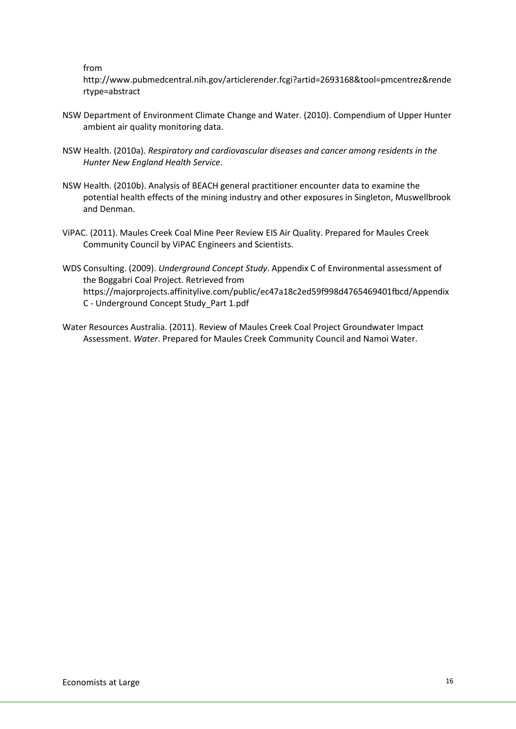from http://www.pubmedcentral.nih.gov/articlerender.fcgi?artid=2693168&tool=pmcentrez&rendertype=abstract

NSW Department of Environment Climate Change and Water. (2010). Compendium of Upper Hunter ambient air quality monitoring data.

NSW Health. (2010a). *Respiratory and cardiovascular diseases and cancer among residents in the Hunter New England Health Service*.

NSW Health. (2010b). Analysis of BEACH general practitioner encounter data to examine the potential health effects of the mining industry and other exposures in Singleton, Muswellbrook and Denman.

ViPAC. (2011). Maules Creek Coal Mine Peer Review EIS Air Quality. Prepared for Maules Creek Community Council by ViPAC Engineers and Scientists.

WDS Consulting. (2009). *Underground Concept Study*. Appendix C of Environmental assessment of the Boggabri Coal Project. Retrieved from https://majorprojects.affinitylive.com/public/ec47a18c2ed59f998d4765469401fbcd/Appendix C - Underground Concept Study_Part 1.pdf

Water Resources Australia. (2011). Review of Maules Creek Coal Project Groundwater Impact Assessment. *Water*. Prepared for Maules Creek Community Council and Namoi Water.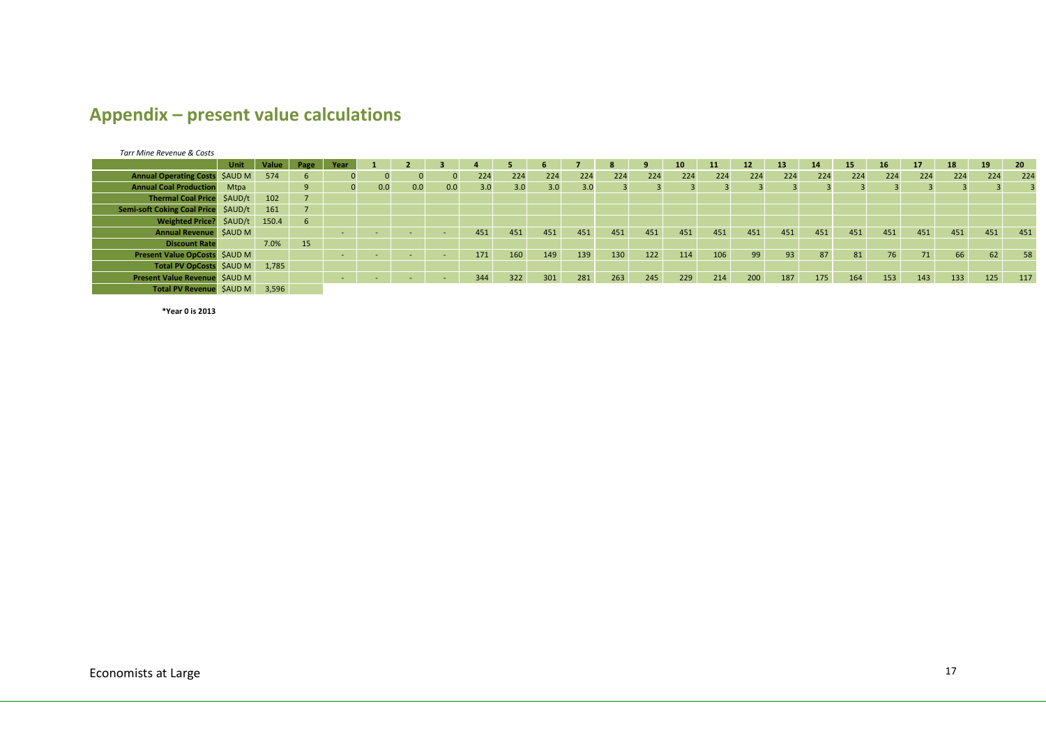# Appendix – present value calculations

*Tarr Mine Revenue & Costs*

| | Unit | Value | Page | Year | 1 | 2 | 3 | 4 | 5 | 6 | 7 | 8 | 9 | 10 | 11 | 12 | 13 | 14 | 15 | 16 | 17 | 18 | 19 | 20 |
|---|---|---|---|---|---|---|---|---|---|---|---|---|---|---|---|---|---|---|---|---|---|---|---|---|
| **Annual Operating Costs** | $AUD M | 574 | 6 | 0 | 0 | 0 | 0 | 224 | 224 | 224 | 224 | 224 | 224 | 224 | 224 | 224 | 224 | 224 | 224 | 224 | 224 | 224 | 224 | 224 |
| **Annual Coal Production** | Mtpa | | 9 | 0 | 0.0 | 0.0 | 0.0 | 3.0 | 3.0 | 3.0 | 3.0 | 3 | 3 | 3 | 3 | 3 | 3 | 3 | 3 | 3 | 3 | 3 | 3 | 3 |
| **Thermal Coal Price** | $AUD/t | 102 | 7 | | | | | | | | | | | | | | | | | | | | | |
| **Semi-soft Coking Coal Price** | $AUD/t | 161 | 7 | | | | | | | | | | | | | | | | | | | | | |
| **Weighted Price?** | $AUD/t | 150.4 | 6 | | | | | | | | | | | | | | | | | | | | | |
| **Annual Revenue** | $AUD M | | | - | - | - | - | 451 | 451 | 451 | 451 | 451 | 451 | 451 | 451 | 451 | 451 | 451 | 451 | 451 | 451 | 451 | 451 | 451 |
| **Discount Rate** | | 7.0% | 15 | | | | | | | | | | | | | | | | | | | | | |
| **Present Value OpCosts** | $AUD M | | | - | - | - | - | 171 | 160 | 149 | 139 | 130 | 122 | 114 | 106 | 99 | 93 | 87 | 81 | 76 | 71 | 66 | 62 | 58 |
| **Total PV OpCosts** | $AUD M | 1,785 | | | | | | | | | | | | | | | | | | | | | | |
| **Present Value Revenue** | $AUD M | | | - | - | - | - | 344 | 322 | 301 | 281 | 263 | 245 | 229 | 214 | 200 | 187 | 175 | 164 | 153 | 143 | 133 | 125 | 117 |
| **Total PV Revenue** | $AUD M | 3,596 | | | | | | | | | | | | | | | | | | | | | | |

**\*Year 0 is 2013**

Economists at Large